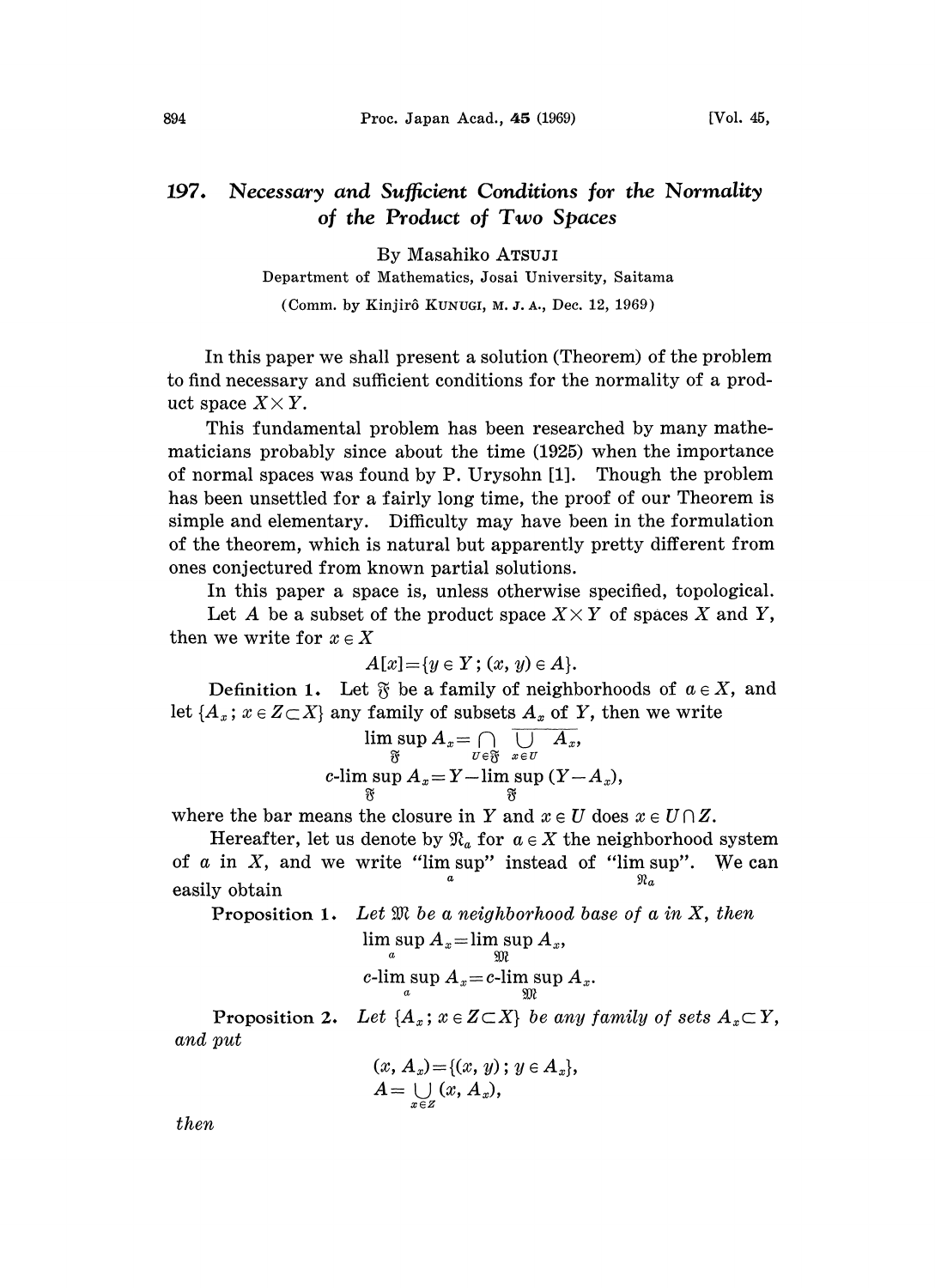# 197. Necessary and Sufficient Conditions for the Normality of the Product of Two Spaces

By Masahiko ATSUJI

Department of Mathematics, Josai University, Saitama

(Comm. by Kinjirô KUNUGI, M. J. A., Dec. 12, 1969)

In this paper we shall present a solution (Theorem) of the problem to find necessary and sufficient conditions for the normality of a product space $X \times Y$.

This fundamental problem has been researched by many mathematicians probably since about the time (1925) when the importance of normal spaces was found by P. Urysohn [1]. Though the problem has been unsettled for a fairly long time, the proof of our Theorem is simple and elementary. Difficulty may have been in the formulation of the theorem, which is natural but apparently pretty different from ones conjectured from known partial solutions.

In this paper a space is, unless otherwise specified, topological.

Let $A$ be a subset of the product space $X \times Y$ of spaces $X$ and $Y$, then we write for $x \in X$

$$A[x] = \{y \in Y;\ (x, y) \in A\}.$$

**Definition 1.** Let $\mathfrak{F}$ be a family of neighborhoods of $a \in X$, and let $\{A_x;\ x \in Z \subset X\}$ any family of subsets $A_x$ of $Y$, then we write

$$\limsup_{\mathfrak{F}} A_x = \bigcap_{U \in \mathfrak{F}} \overline{\bigcup_{x \in U} A_x},$$

$$c\text{-}\limsup_{\mathfrak{F}} A_x = Y - \limsup_{\mathfrak{F}} (Y - A_x),$$

where the bar means the closure in $Y$ and $x \in U$ does $x \in U \cap Z$.

Hereafter, let us denote by $\mathfrak{N}_a$ for $a \in X$ the neighborhood system of $a$ in $X$, and we write "$\limsup\limits_{a}$" instead of "$\limsup\limits_{\mathfrak{N}_a}$". We can easily obtain

**Proposition 1.** *Let $\mathfrak{M}$ be a neighborhood base of $a$ in $X$, then*

$$\limsup_{a} A_x = \limsup_{\mathfrak{M}} A_x,$$

$$c\text{-}\limsup_{a} A_x = c\text{-}\limsup_{\mathfrak{M}} A_x.$$

**Proposition 2.** *Let $\{A_x;\ x \in Z \subset X\}$ be any family of sets $A_x \subset Y$, and put*

$$(x, A_x) = \{(x, y);\ y \in A_x\},$$

$$A = \bigcup_{x \in Z} (x, A_x),$$

*then*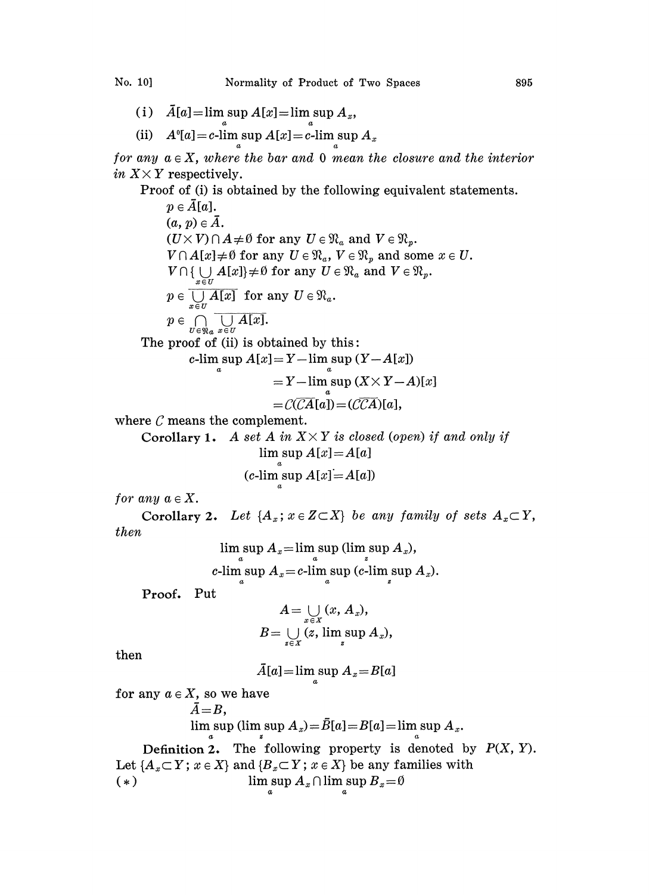(i) $\bar{A}[a] = \limsup_a A[x] = \limsup_a A_x$,

(ii) $A^0[a] = c\text{-}\limsup_a A[x] = c\text{-}\limsup_a A_x$

*for any* $a \in X$, *where the bar and* 0 *mean the closure and the interior in* $X \times Y$ respectively.

Proof of (i) is obtained by the following equivalent statements.

$p \in \bar{A}[a]$.

$(a, p) \in \bar{A}$.

$(U \times V) \cap A \neq \emptyset$ for any $U \in \mathfrak{N}_a$ and $V \in \mathfrak{N}_p$.

$V \cap A[x] \neq \emptyset$ for any $U \in \mathfrak{N}_a$, $V \in \mathfrak{N}_p$ and some $x \in U$.

$V \cap \{\bigcup_{x \in U} A[x]\} \neq \emptyset$ for any $U \in \mathfrak{N}_a$ and $V \in \mathfrak{N}_p$.

$p \in \overline{\bigcup_{x \in U} A[x]}$ for any $U \in \mathfrak{N}_a$.

$p \in \bigcap_{U \in \mathfrak{N}_a} \overline{\bigcup_{x \in U} A[x]}$.

The proof of (ii) is obtained by this:

$$
\begin{aligned}
c\text{-}\limsup_a A[x] &= Y - \limsup_a (Y - A[x]) \\
&= Y - \limsup_a (X \times Y - A)[x] \\
&= C(\overline{CA}[a]) = (C\overline{CA})[a],
\end{aligned}
$$

where $C$ means the complement.

**Corollary 1.** *A set A in* $X \times Y$ *is closed (open) if and only if*

$$\limsup_a A[x] = A[a]$$

$$(c\text{-}\limsup_a A[x] = A[a])$$

*for any* $a \in X$.

**Corollary 2.** *Let* $\{A_x; x \in Z \subset X\}$ *be any family of sets* $A_x \subset Y$, *then*

$$\limsup_a A_x = \limsup_a (\limsup_z A_x),$$

$$c\text{-}\limsup_a A_x = c\text{-}\limsup_a (c\text{-}\limsup_z A_x).$$

**Proof.** Put

$$A = \bigcup_{x \in X} (x, A_x),$$

$$B = \bigcup_{z \in X} (z, \limsup_z A_x),$$

then

$$\bar{A}[a] = \limsup_a A_x = B[a]$$

for any $a \in X$, so we have

$\bar{A} = B$,

$\limsup_a (\limsup_z A_x) = \bar{B}[a] = B[a] = \limsup_a A_x$.

**Definition 2.** The following property is denoted by $P(X, Y)$. Let $\{A_x \subset Y; x \in X\}$ and $\{B_x \subset Y; x \in X\}$ be any families with

$$(*) \qquad \limsup_a A_x \cap \limsup_a B_x = \emptyset$$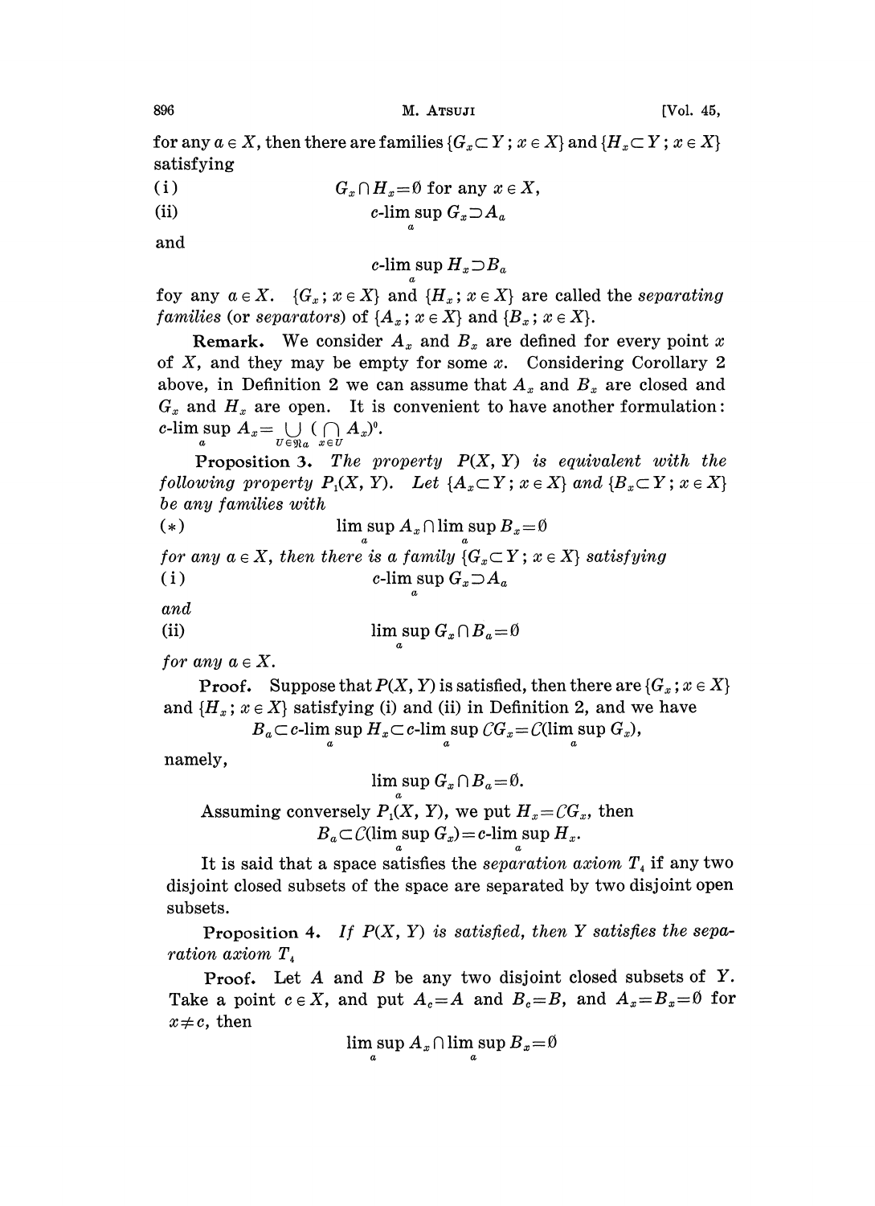for any $a \in X$, then there are families $\{G_x \subset Y\,;\, x \in X\}$ and $\{H_x \subset Y\,;\, x \in X\}$ satisfying

(i) $$G_x \cap H_x = \emptyset \text{ for any } x \in X,$$

(ii) $$c\text{-}\limsup_a G_x \supset A_a$$

and

$$c\text{-}\limsup_a H_x \supset B_a$$

foy any $a \in X$. $\{G_x\,;\, x \in X\}$ and $\{H_x\,;\, x \in X\}$ are called the *separating families* (or *separators*) of $\{A_x\,;\, x \in X\}$ and $\{B_x\,;\, x \in X\}$.

**Remark.** We consider $A_x$ and $B_x$ are defined for every point $x$ of $X$, and they may be empty for some $x$. Considering Corollary 2 above, in Definition 2 we can assume that $A_x$ and $B_x$ are closed and $G_x$ and $H_x$ are open. It is convenient to have another formulation: $c\text{-}\limsup_a A_x = \bigcup_{U \in \mathfrak{N}_a} (\bigcap_{x \in U} A_x)^0$.

**Proposition 3.** *The property $P(X, Y)$ is equivalent with the following property $P_1(X, Y)$. Let $\{A_x \subset Y\,;\, x \in X\}$ and $\{B_x \subset Y\,;\, x \in X\}$ be any families with*

(\*) $$\limsup_a A_x \cap \limsup_a B_x = \emptyset$$

*for any $a \in X$, then there is a family $\{G_x \subset Y\,;\, x \in X\}$ satisfying*

(i) $$c\text{-}\limsup_a G_x \supset A_a$$

*and*

(ii) $$\limsup_a G_x \cap B_a = \emptyset$$

*for any $a \in X$.*

**Proof.** Suppose that $P(X, Y)$ is satisfied, then there are $\{G_x\,;\, x \in X\}$ and $\{H_x\,;\, x \in X\}$ satisfying (i) and (ii) in Definition 2, and we have

$$B_a \subset c\text{-}\limsup_a H_x \subset c\text{-}\limsup_a \complement G_x = \complement(\limsup_a G_x),$$

namely,

$$\limsup_a G_x \cap B_a = \emptyset.$$

Assuming conversely $P_1(X, Y)$, we put $H_x = \complement G_x$, then

$$B_a \subset \complement(\limsup_a G_x) = c\text{-}\limsup_a H_x.$$

It is said that a space satisfies the *separation axiom $T_4$* if any two disjoint closed subsets of the space are separated by two disjoint open subsets.

**Proposition 4.** *If $P(X, Y)$ is satisfied, then $Y$ satisfies the separation axiom $T_4$*

**Proof.** Let $A$ and $B$ be any two disjoint closed subsets of $Y$. Take a point $c \in X$, and put $A_c = A$ and $B_c = B$, and $A_x = B_x = \emptyset$ for $x \neq c$, then

$$\limsup_a A_x \cap \limsup_a B_x = \emptyset$$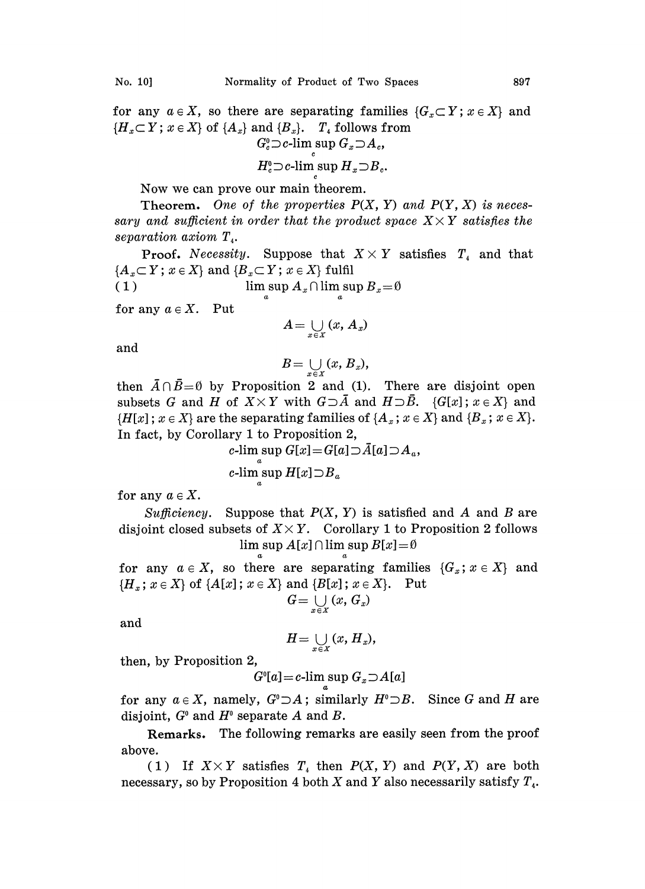for any $a \in X$, so there are separating families $\{G_x \subset Y ; x \in X\}$ and $\{H_x \subset Y ; x \in X\}$ of $\{A_x\}$ and $\{B_x\}$. $T_4$ follows from

$$G_c^0 \supset c\text{-}\limsup_c G_x \supset A_c,$$

$$H_c^0 \supset c\text{-}\limsup_c H_x \supset B_c.$$

Now we can prove our main theorem.

**Theorem.** *One of the properties $P(X, Y)$ and $P(Y, X)$ is necessary and sufficient in order that the product space $X \times Y$ satisfies the separation axiom $T_4$.*

**Proof.** *Necessity.* Suppose that $X \times Y$ satisfies $T_4$ and that $\{A_x \subset Y ; x \in X\}$ and $\{B_x \subset Y ; x \in X\}$ fulfil

$$(1) \qquad \limsup_a A_x \cap \limsup_a B_x = \emptyset$$

for any $a \in X$. Put

$$A = \bigcup_{x \in X} (x, A_x)$$

and

$$B = \bigcup_{x \in X} (x, B_x),$$

then $\bar{A} \cap \bar{B} = \emptyset$ by Proposition 2 and (1). There are disjoint open subsets $G$ and $H$ of $X \times Y$ with $G \supset \bar{A}$ and $H \supset \bar{B}$. $\{G[x] ; x \in X\}$ and $\{H[x] ; x \in X\}$ are the separating families of $\{A_x ; x \in X\}$ and $\{B_x ; x \in X\}$. In fact, by Corollary 1 to Proposition 2,

$$c\text{-}\limsup_a G[x] = G[a] \supset \bar{A}[a] \supset A_a,$$

$$c\text{-}\limsup_a H[x] \supset B_a$$

for any $a \in X$.

*Sufficiency.* Suppose that $P(X, Y)$ is satisfied and $A$ and $B$ are disjoint closed subsets of $X \times Y$. Corollary 1 to Proposition 2 follows

$$\limsup_a A[x] \cap \limsup_a B[x] = \emptyset$$

for any $a \in X$, so there are separating families $\{G_x ; x \in X\}$ and $\{H_x ; x \in X\}$ of $\{A[x] ; x \in X\}$ and $\{B[x] ; x \in X\}$. Put

$$G = \bigcup_{x \in X} (x, G_x)$$

and

$$H = \bigcup_{x \in X} (x, H_x),$$

then, by Proposition 2,

$$G^0[a] = c\text{-}\limsup_a G_x \supset A[a]$$

for any $a \in X$, namely, $G^0 \supset A$; similarly $H^0 \supset B$. Since $G$ and $H$ are disjoint, $G^0$ and $H^0$ separate $A$ and $B$.

**Remarks.** The following remarks are easily seen from the proof above.

(1) If $X \times Y$ satisfies $T_4$ then $P(X, Y)$ and $P(Y, X)$ are both necessary, so by Proposition 4 both $X$ and $Y$ also necessarily satisfy $T_4$.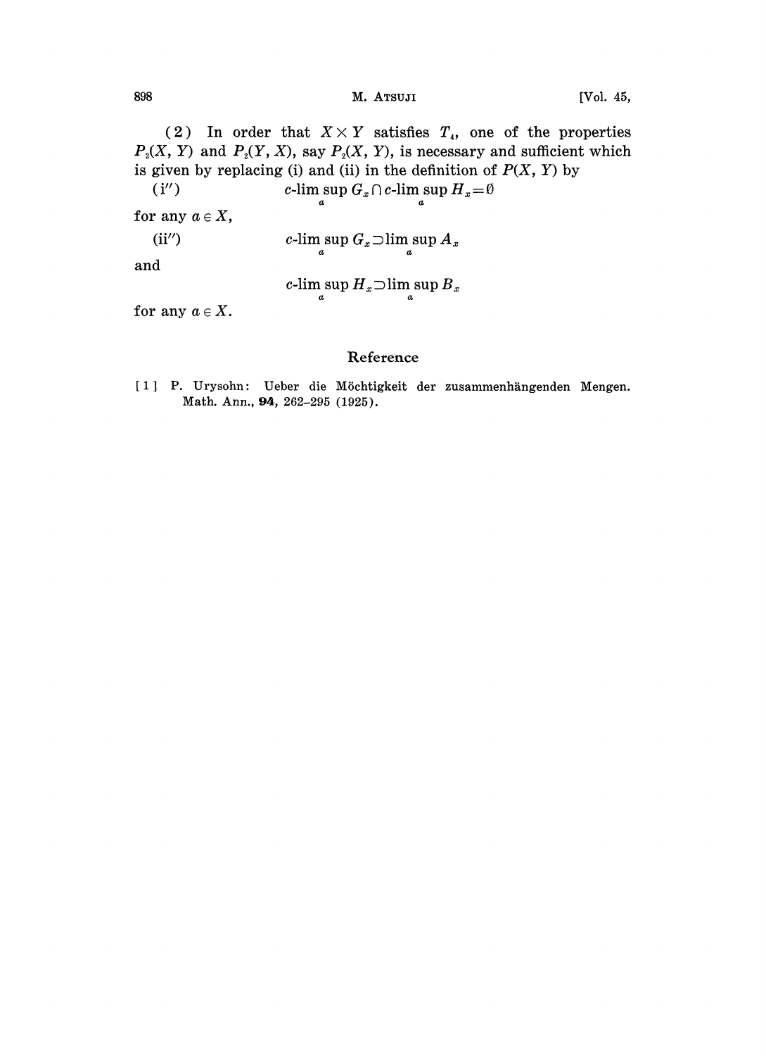(2) In order that $X \times Y$ satisfies $T_4$, one of the properties $P_2(X, Y)$ and $P_2(Y, X)$, say $P_2(X, Y)$, is necessary and sufficient which is given by replacing (i) and (ii) in the definition of $P(X, Y)$ by

(i'') $$c\text{-}\limsup_a G_x \cap c\text{-}\limsup_a H_x = \emptyset$$

for any $a \in X$,

(ii'') $$c\text{-}\limsup_a G_x \supset \limsup_a A_x$$

and

$$c\text{-}\limsup_a H_x \supset \limsup_a B_x$$

for any $a \in X$.

## Reference

[1] P. Urysohn: Ueber die Möchtigkeit der zusammenhängenden Mengen. Math. Ann., **94**, 262–295 (1925).